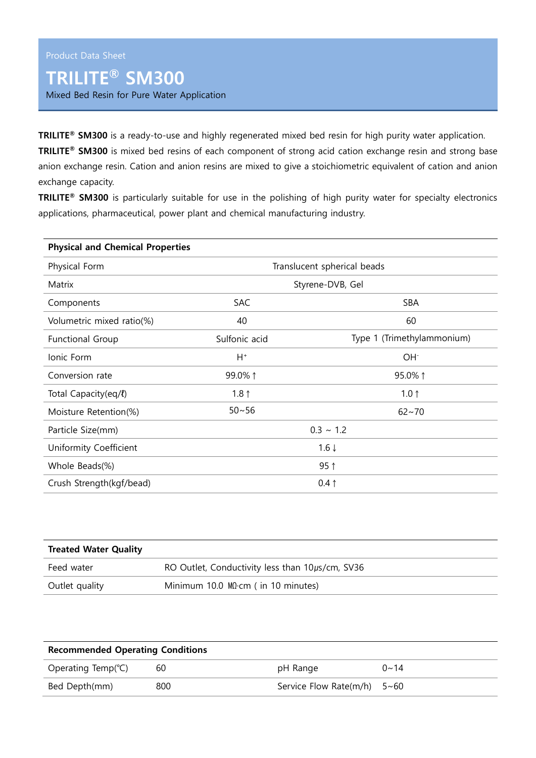Product Data Sheet

# TRILITE® SM300

Mixed Bed Resin for Pure Water Application

**TRILITE® SM300** is a ready-to-use and highly regenerated mixed bed resin for high purity water application.
**TRILITE® SM300** is mixed bed resins of each component of strong acid cation exchange resin and strong base anion exchange resin. Cation and anion resins are mixed to give a stoichiometric equivalent of cation and anion exchange capacity.
**TRILITE® SM300** is particularly suitable for use in the polishing of high purity water for specialty electronics applications, pharmaceutical, power plant and chemical manufacturing industry.

| **Physical and Chemical Properties** | | |
|---|---|---|
| Physical Form | Translucent spherical beads | |
| Matrix | Styrene-DVB, Gel | |
| Components | SAC | SBA |
| Volumetric mixed ratio(%) | 40 | 60 |
| Functional Group | Sulfonic acid | Type 1 (Trimethylammonium) |
| Ionic Form | $H^+$ | $OH^-$ |
| Conversion rate | 99.0% ↑ | 95.0% ↑ |
| Total Capacity(eq/ℓ) | 1.8 ↑ | 1.0 ↑ |
| Moisture Retention(%) | 50~56 | 62~70 |
| Particle Size(mm) | 0.3 ~ 1.2 | |
| Uniformity Coefficient | 1.6 ↓ | |
| Whole Beads(%) | 95 ↑ | |
| Crush Strength(kgf/bead) | 0.4 ↑ | |

| **Treated Water Quality** | |
|---|---|
| Feed water | RO Outlet, Conductivity less than 10μs/cm, SV36 |
| Outlet quality | Minimum 10.0 MΩ·cm ( in 10 minutes) |

| **Recommended Operating Conditions** | | | |
|---|---|---|---|
| Operating Temp(℃) | 60 | pH Range | 0~14 |
| Bed Depth(mm) | 800 | Service Flow Rate(m/h) | 5~60 |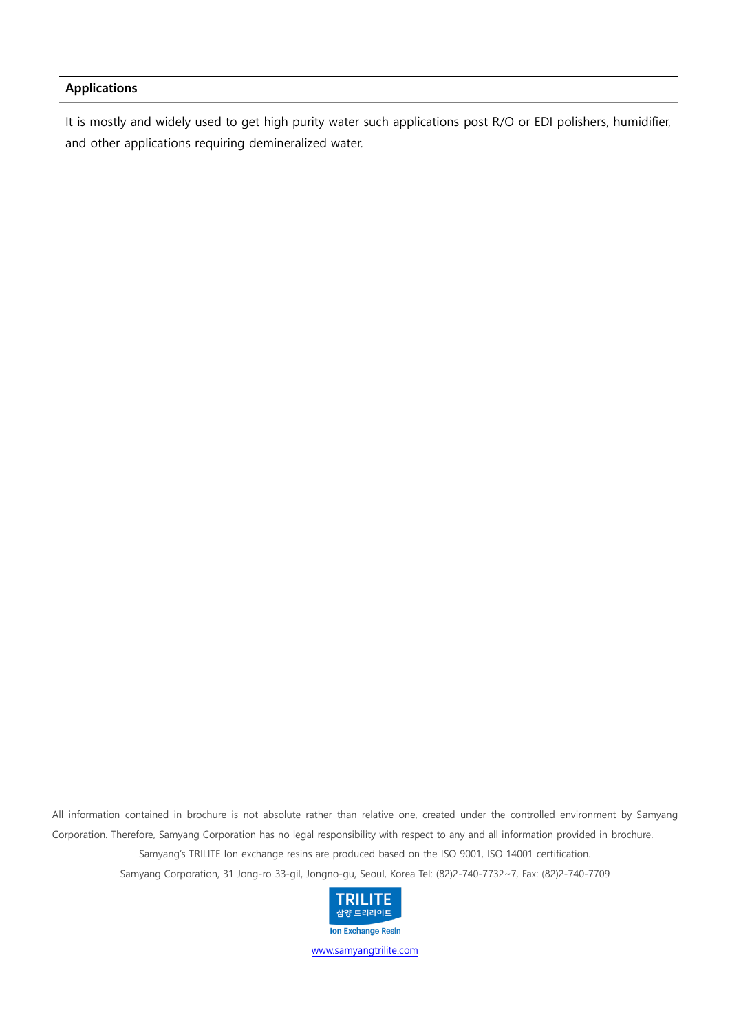**Applications**

It is mostly and widely used to get high purity water such applications post R/O or EDI polishers, humidifier, and other applications requiring demineralized water.

All information contained in brochure is not absolute rather than relative one, created under the controlled environment by Samyang Corporation. Therefore, Samyang Corporation has no legal responsibility with respect to any and all information provided in brochure.

Samyang's TRILITE Ion exchange resins are produced based on the ISO 9001, ISO 14001 certification.

Samyang Corporation, 31 Jong-ro 33-gil, Jongno-gu, Seoul, Korea Tel: (82)2-740-7732~7, Fax: (82)2-740-7709

TRILITE
삼양 트리라이트
Ion Exchange Resin

www.samyangtrilite.com